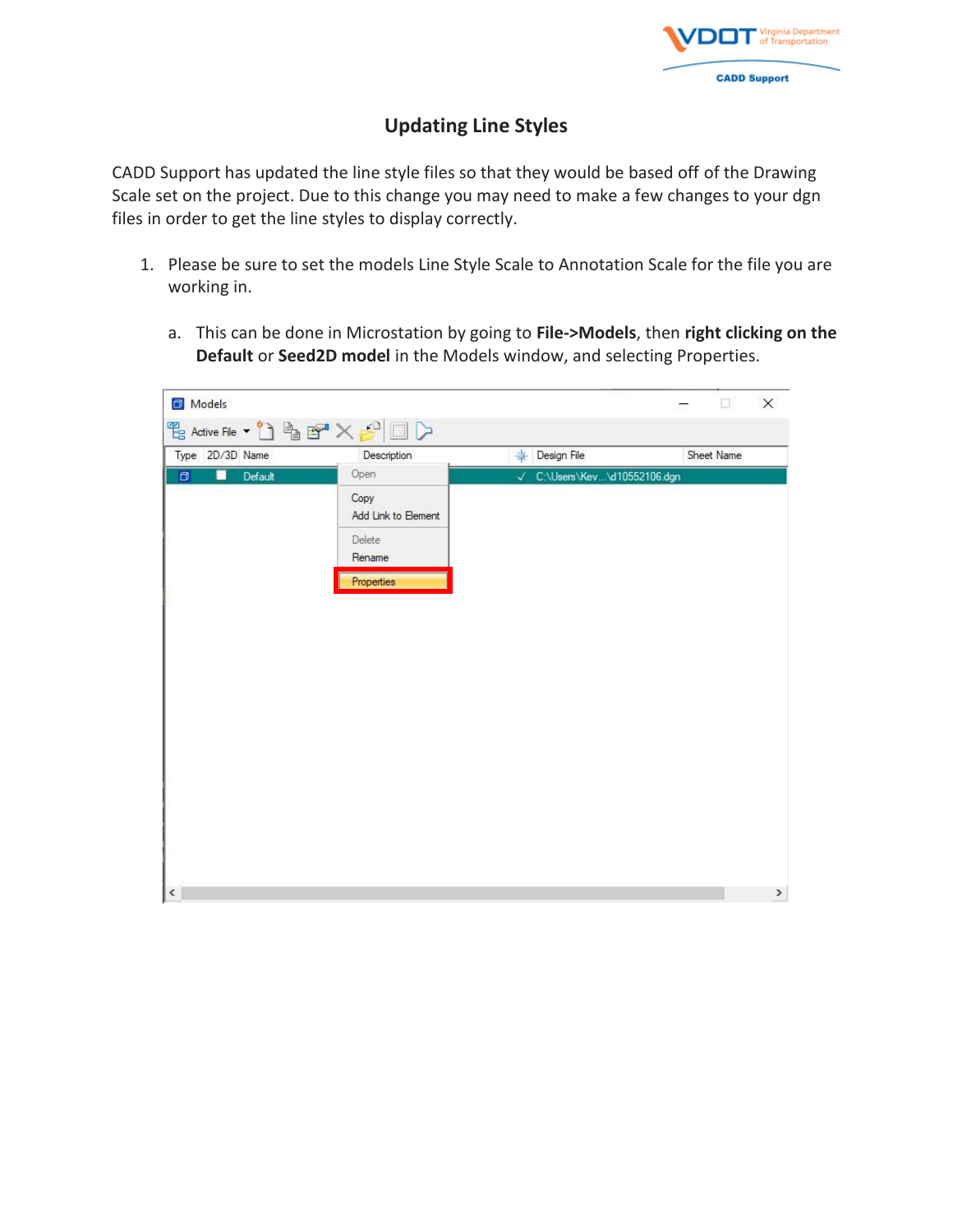# Updating Line Styles

CADD Support has updated the line style files so that they would be based off of the Drawing Scale set on the project. Due to this change you may need to make a few changes to your dgn files in order to get the line styles to display correctly.

1. Please be sure to set the models Line Style Scale to Annotation Scale for the file you are working in.
   a. This can be done in Microstation by going to **File->Models**, then **right clicking on the Default** or **Seed2D model** in the Models window, and selecting Properties.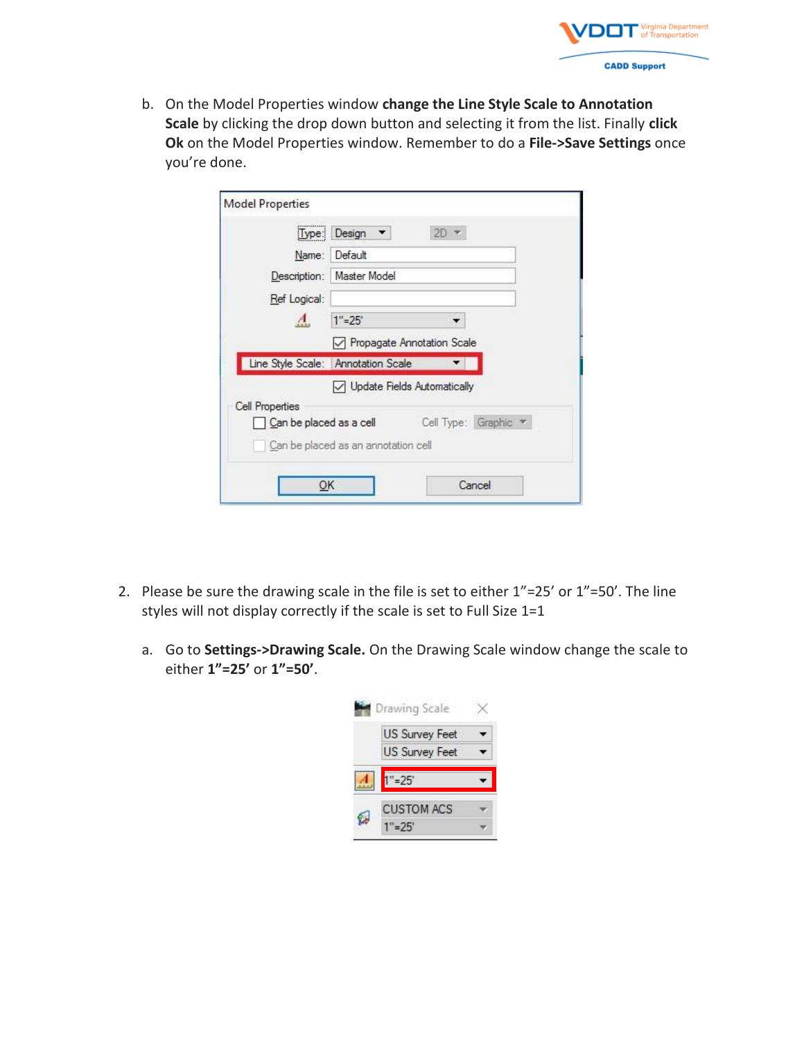b. On the Model Properties window **change the Line Style Scale to Annotation Scale** by clicking the drop down button and selecting it from the list. Finally **click Ok** on the Model Properties window. Remember to do a **File->Save Settings** once you're done.

2. Please be sure the drawing scale in the file is set to either 1"=25' or 1"=50'. The line styles will not display correctly if the scale is set to Full Size 1=1

   a. Go to **Settings->Drawing Scale.** On the Drawing Scale window change the scale to either **1"=25'** or **1"=50'**.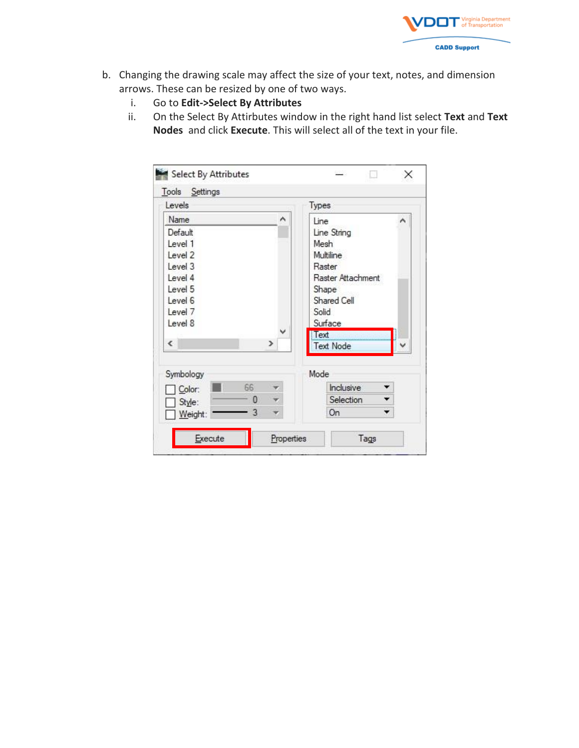b. Changing the drawing scale may affect the size of your text, notes, and dimension arrows. These can be resized by one of two ways.

   i. Go to **Edit->Select By Attributes**

   ii. On the Select By Attirbutes window in the right hand list select **Text** and **Text Nodes** and click **Execute**. This will select all of the text in your file.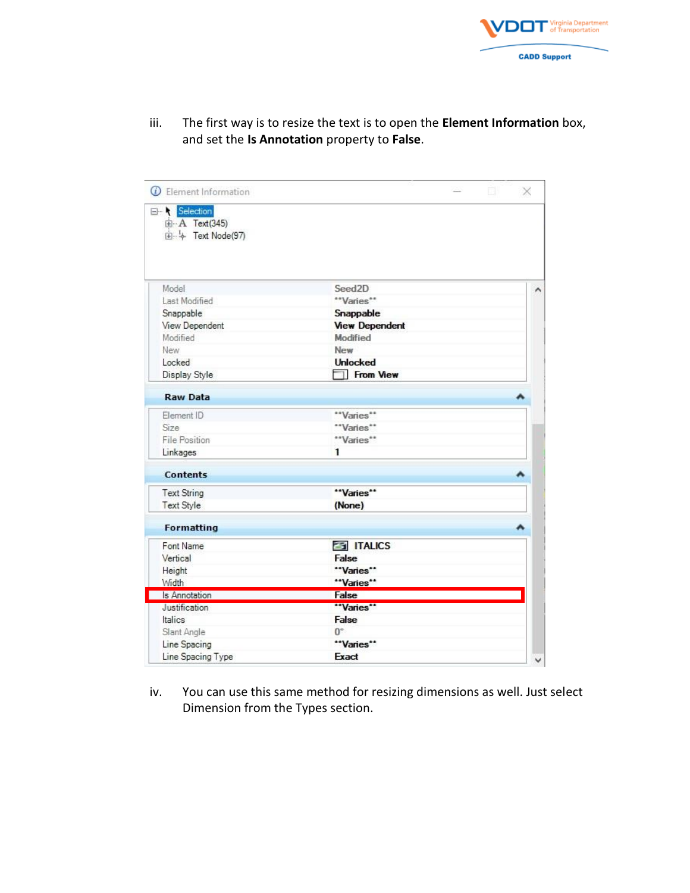iii. The first way is to resize the text is to open the **Element Information** box, and set the **Is Annotation** property to **False**.

iv. You can use this same method for resizing dimensions as well. Just select Dimension from the Types section.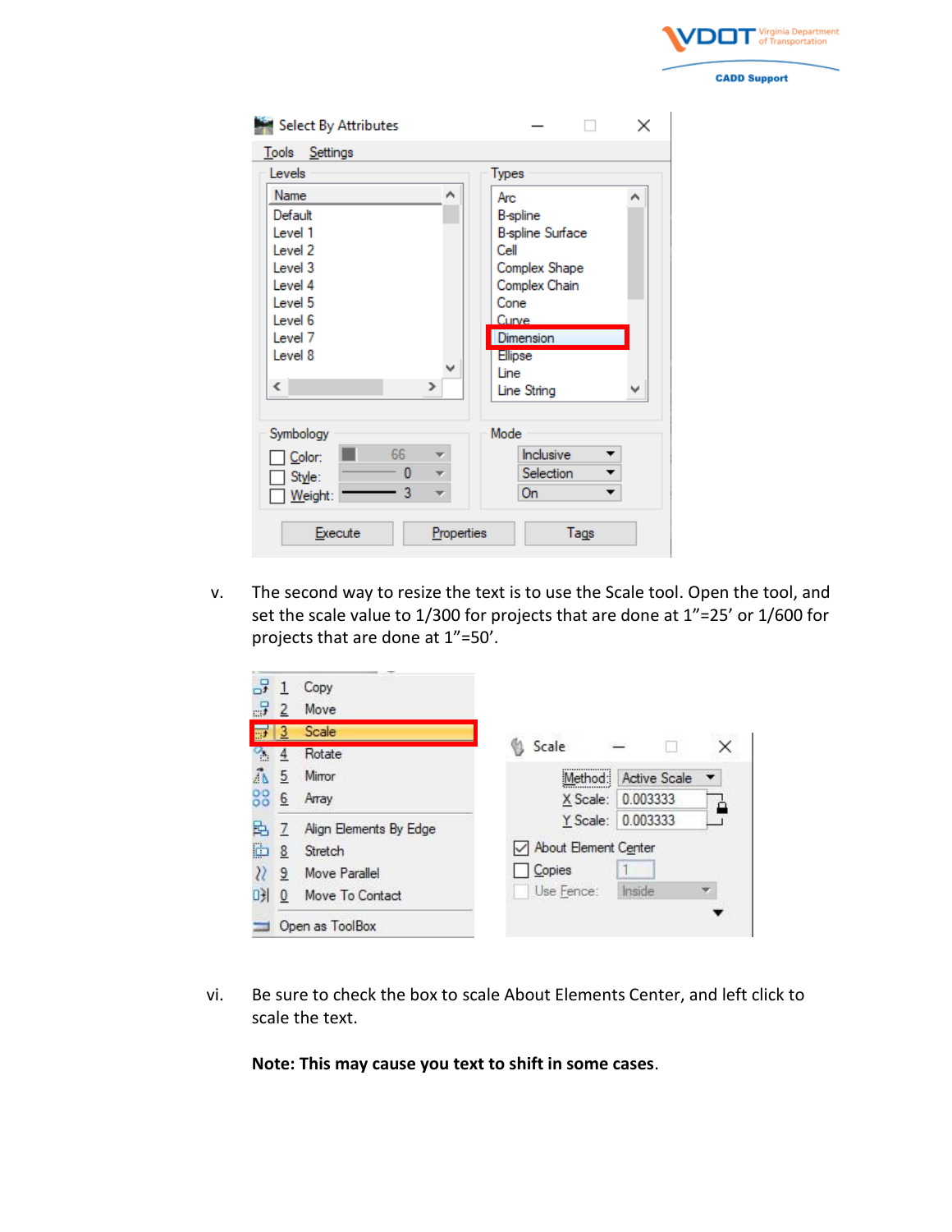v. The second way to resize the text is to use the Scale tool. Open the tool, and set the scale value to 1/300 for projects that are done at 1”=25’ or 1/600 for projects that are done at 1”=50’.

vi. Be sure to check the box to scale About Elements Center, and left click to scale the text.

**Note: This may cause you text to shift in some cases**.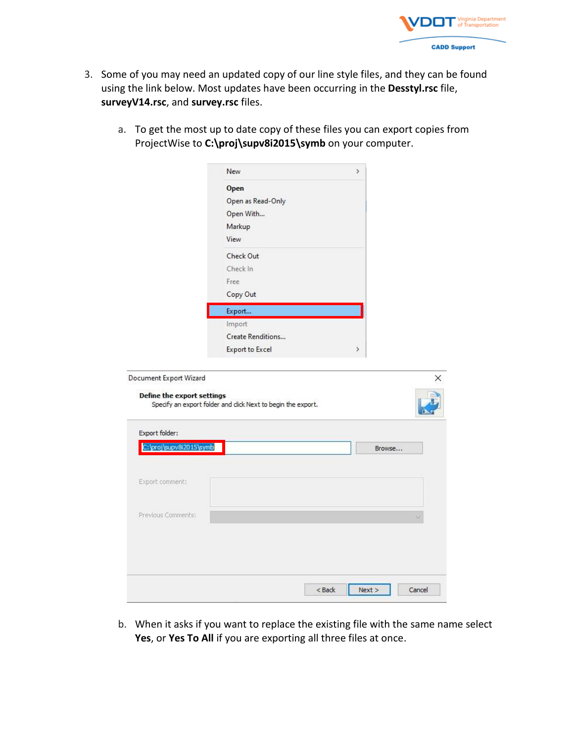3. Some of you may need an updated copy of our line style files, and they can be found using the link below. Most updates have been occurring in the **Desstyl.rsc** file, **surveyV14.rsc**, and **survey.rsc** files.

   a. To get the most up to date copy of these files you can export copies from ProjectWise to **C:\proj\supv8i2015\symb** on your computer.

   b. When it asks if you want to replace the existing file with the same name select **Yes**, or **Yes To All** if you are exporting all three files at once.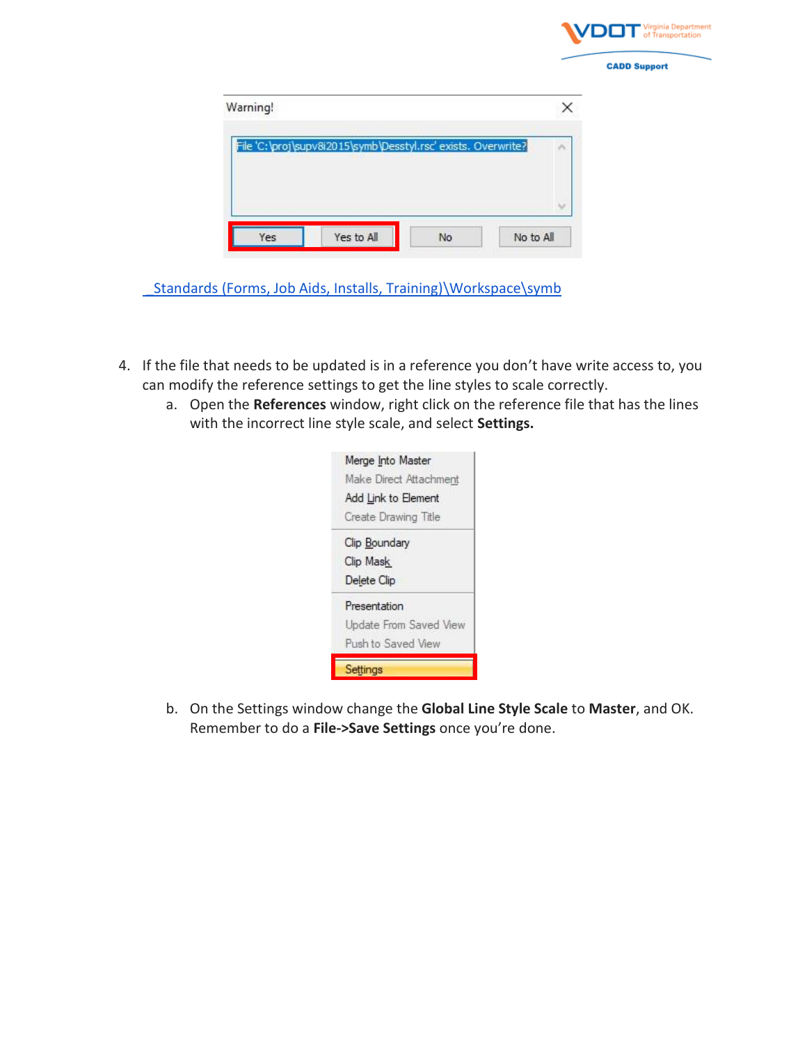_Standards (Forms, Job Aids, Installs, Training)\Workspace\symb

4. If the file that needs to be updated is in a reference you don't have write access to, you can modify the reference settings to get the line styles to scale correctly.
   a. Open the **References** window, right click on the reference file that has the lines with the incorrect line style scale, and select **Settings.**
   b. On the Settings window change the **Global Line Style Scale** to **Master**, and OK. Remember to do a **File->Save Settings** once you're done.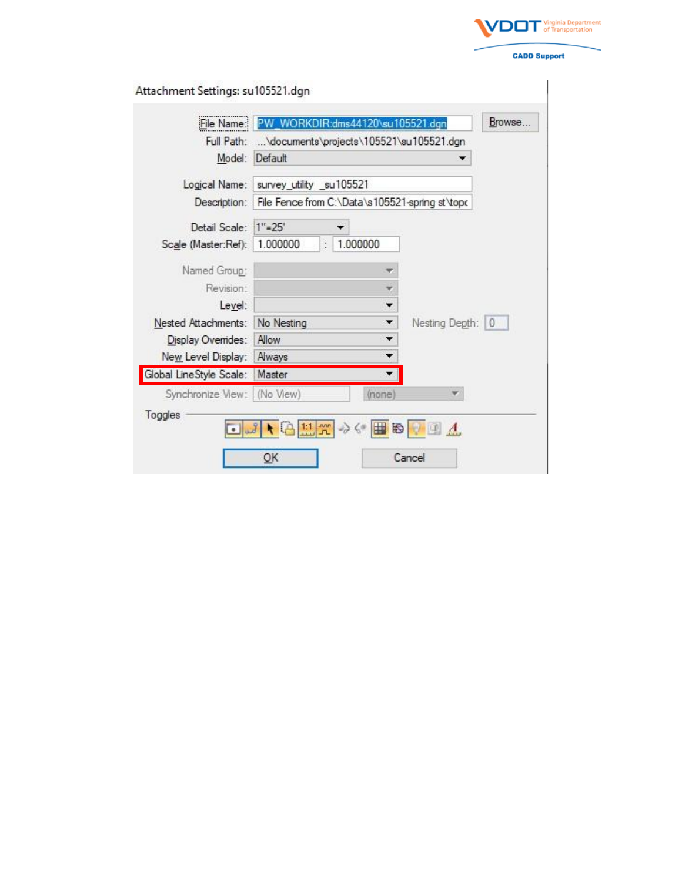Attachment Settings: su105521.dgn

File Name: PW_WORKDIR:dms44120\su105521.dgn

Full Path: ...\documents\projects\105521\su105521.dgn

Model: Default

Logical Name: survey_utility _su105521

Description: File Fence from C:\Data\s105521-spring st\topc

Detail Scale: 1"=25'

Scale (Master:Ref): 1.000000 : 1.000000

Named Group:

Revision:

Level:

Nested Attachments: No Nesting

Nesting Depth: 0

Display Overrides: Allow

New Level Display: Always

Global LineStyle Scale: Master

Synchronize View: (No View) (none)

Toggles

OK

Cancel